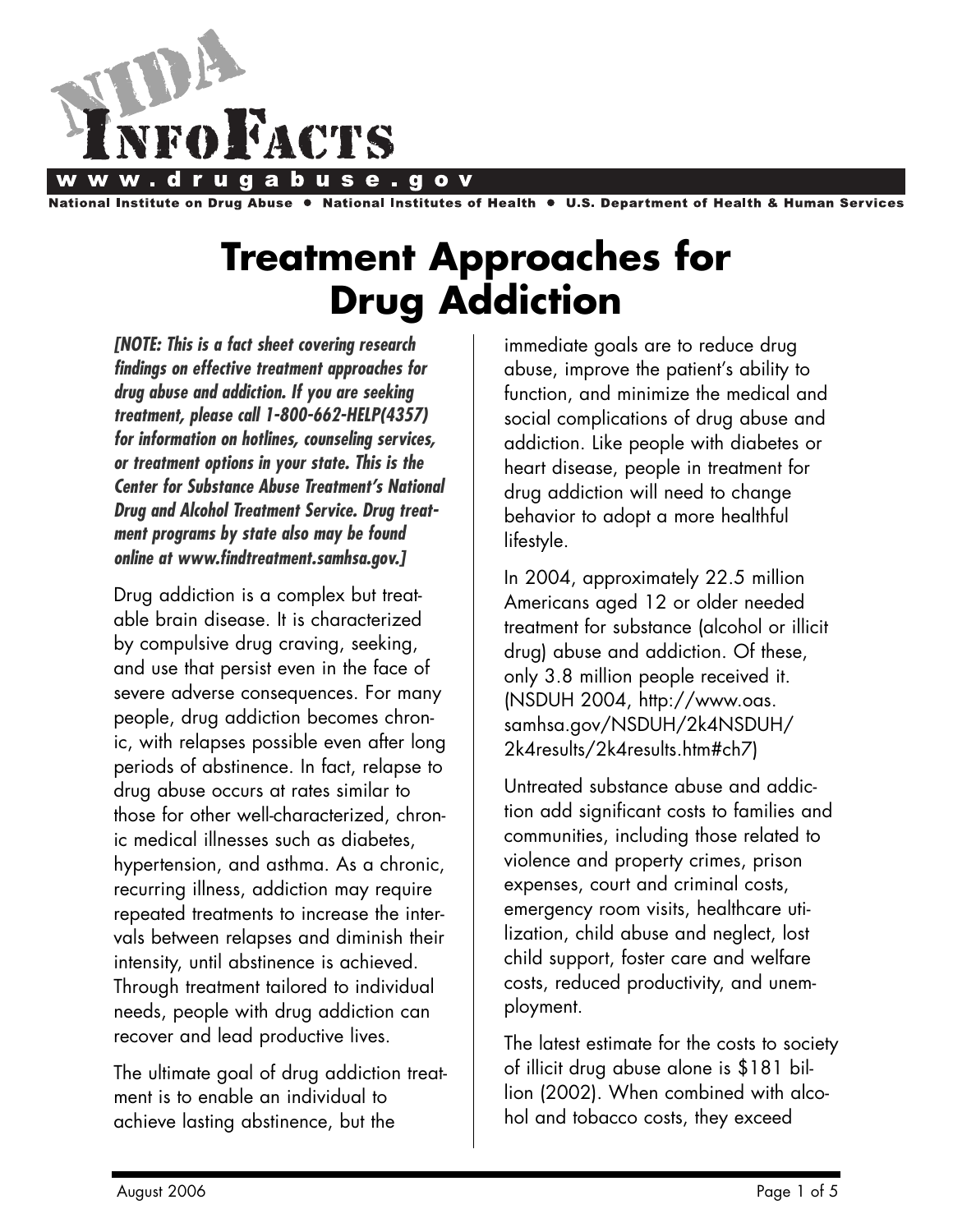# NIDA InfoFacts

**www.drugabuse.gov**

**National Institute on Drug Abuse • National Institutes of Health • U.S. Department of Health & Human Services**

# Treatment Approaches for Drug Addiction

***[NOTE: This is a fact sheet covering research findings on effective treatment approaches for drug abuse and addiction. If you are seeking treatment, please call 1-800-662-HELP(4357) for information on hotlines, counseling services, or treatment options in your state. This is the Center for Substance Abuse Treatment's National Drug and Alcohol Treatment Service. Drug treatment programs by state also may be found online at www.findtreatment.samhsa.gov.]***

Drug addiction is a complex but treatable brain disease. It is characterized by compulsive drug craving, seeking, and use that persist even in the face of severe adverse consequences. For many people, drug addiction becomes chronic, with relapses possible even after long periods of abstinence. In fact, relapse to drug abuse occurs at rates similar to those for other well-characterized, chronic medical illnesses such as diabetes, hypertension, and asthma. As a chronic, recurring illness, addiction may require repeated treatments to increase the intervals between relapses and diminish their intensity, until abstinence is achieved. Through treatment tailored to individual needs, people with drug addiction can recover and lead productive lives.

The ultimate goal of drug addiction treatment is to enable an individual to achieve lasting abstinence, but the immediate goals are to reduce drug abuse, improve the patient's ability to function, and minimize the medical and social complications of drug abuse and addiction. Like people with diabetes or heart disease, people in treatment for drug addiction will need to change behavior to adopt a more healthful lifestyle.

In 2004, approximately 22.5 million Americans aged 12 or older needed treatment for substance (alcohol or illicit drug) abuse and addiction. Of these, only 3.8 million people received it. (NSDUH 2004, http://www.oas.samhsa.gov/NSDUH/2k4NSDUH/2k4results/2k4results.htm#ch7)

Untreated substance abuse and addiction add significant costs to families and communities, including those related to violence and property crimes, prison expenses, court and criminal costs, emergency room visits, healthcare utilization, child abuse and neglect, lost child support, foster care and welfare costs, reduced productivity, and unemployment.

The latest estimate for the costs to society of illicit drug abuse alone is $181 billion (2002). When combined with alcohol and tobacco costs, they exceed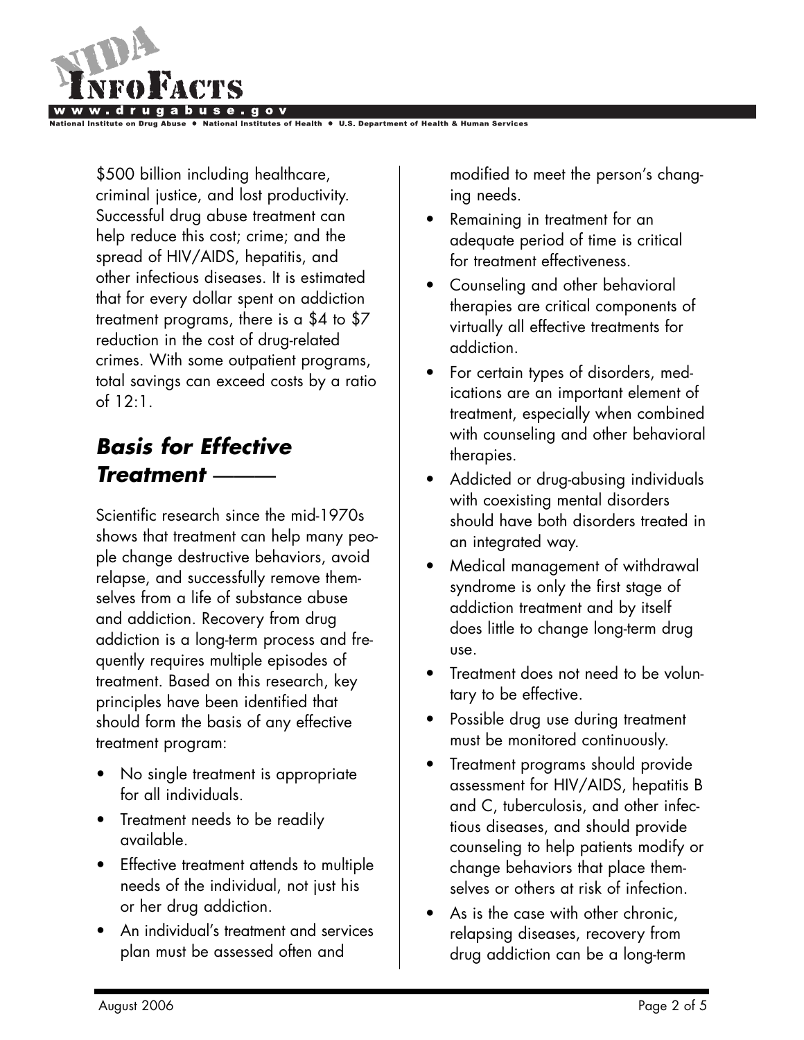$500 billion including healthcare, criminal justice, and lost productivity. Successful drug abuse treatment can help reduce this cost; crime; and the spread of HIV/AIDS, hepatitis, and other infectious diseases. It is estimated that for every dollar spent on addiction treatment programs, there is a $4 to $7 reduction in the cost of drug-related crimes. With some outpatient programs, total savings can exceed costs by a ratio of 12:1.

## *Basis for Effective Treatment*

Scientific research since the mid-1970s shows that treatment can help many people change destructive behaviors, avoid relapse, and successfully remove themselves from a life of substance abuse and addiction. Recovery from drug addiction is a long-term process and frequently requires multiple episodes of treatment. Based on this research, key principles have been identified that should form the basis of any effective treatment program:

- No single treatment is appropriate for all individuals.
- Treatment needs to be readily available.
- Effective treatment attends to multiple needs of the individual, not just his or her drug addiction.
- An individual's treatment and services plan must be assessed often and modified to meet the person's changing needs.
- Remaining in treatment for an adequate period of time is critical for treatment effectiveness.
- Counseling and other behavioral therapies are critical components of virtually all effective treatments for addiction.
- For certain types of disorders, medications are an important element of treatment, especially when combined with counseling and other behavioral therapies.
- Addicted or drug-abusing individuals with coexisting mental disorders should have both disorders treated in an integrated way.
- Medical management of withdrawal syndrome is only the first stage of addiction treatment and by itself does little to change long-term drug use.
- Treatment does not need to be voluntary to be effective.
- Possible drug use during treatment must be monitored continuously.
- Treatment programs should provide assessment for HIV/AIDS, hepatitis B and C, tuberculosis, and other infectious diseases, and should provide counseling to help patients modify or change behaviors that place themselves or others at risk of infection.
- As is the case with other chronic, relapsing diseases, recovery from drug addiction can be a long-term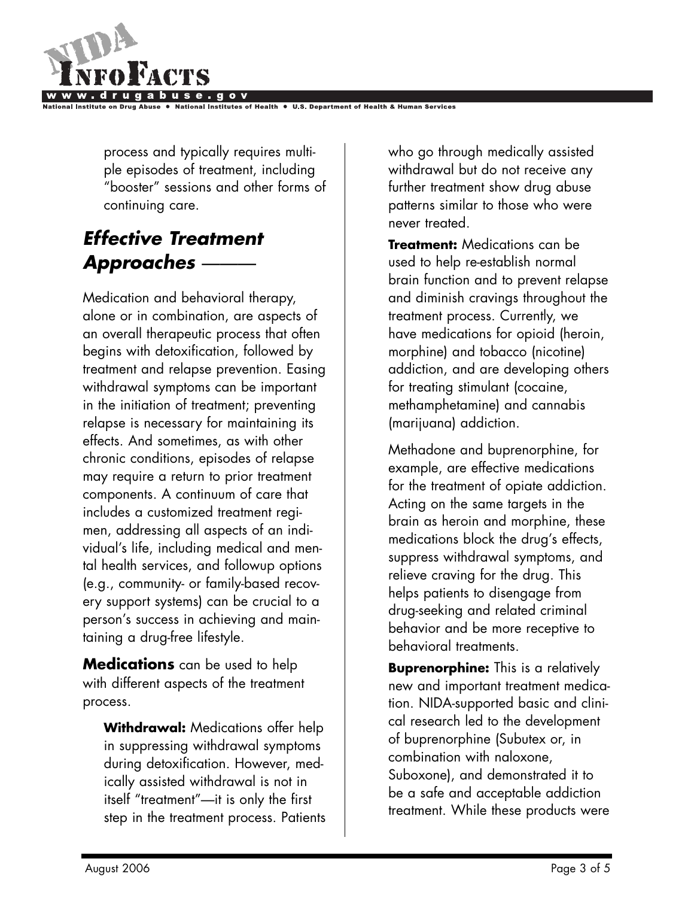process and typically requires multiple episodes of treatment, including "booster" sessions and other forms of continuing care.

## *Effective Treatment Approaches*

Medication and behavioral therapy, alone or in combination, are aspects of an overall therapeutic process that often begins with detoxification, followed by treatment and relapse prevention. Easing withdrawal symptoms can be important in the initiation of treatment; preventing relapse is necessary for maintaining its effects. And sometimes, as with other chronic conditions, episodes of relapse may require a return to prior treatment components. A continuum of care that includes a customized treatment regimen, addressing all aspects of an individual's life, including medical and mental health services, and followup options (e.g., community- or family-based recovery support systems) can be crucial to a person's success in achieving and maintaining a drug-free lifestyle.

**Medications** can be used to help with different aspects of the treatment process.

**Withdrawal:** Medications offer help in suppressing withdrawal symptoms during detoxification. However, medically assisted withdrawal is not in itself "treatment"—it is only the first step in the treatment process. Patients who go through medically assisted withdrawal but do not receive any further treatment show drug abuse patterns similar to those who were never treated.

**Treatment:** Medications can be used to help re-establish normal brain function and to prevent relapse and diminish cravings throughout the treatment process. Currently, we have medications for opioid (heroin, morphine) and tobacco (nicotine) addiction, and are developing others for treating stimulant (cocaine, methamphetamine) and cannabis (marijuana) addiction.

Methadone and buprenorphine, for example, are effective medications for the treatment of opiate addiction. Acting on the same targets in the brain as heroin and morphine, these medications block the drug's effects, suppress withdrawal symptoms, and relieve craving for the drug. This helps patients to disengage from drug-seeking and related criminal behavior and be more receptive to behavioral treatments.

**Buprenorphine:** This is a relatively new and important treatment medication. NIDA-supported basic and clinical research led to the development of buprenorphine (Subutex or, in combination with naloxone, Suboxone), and demonstrated it to be a safe and acceptable addiction treatment. While these products were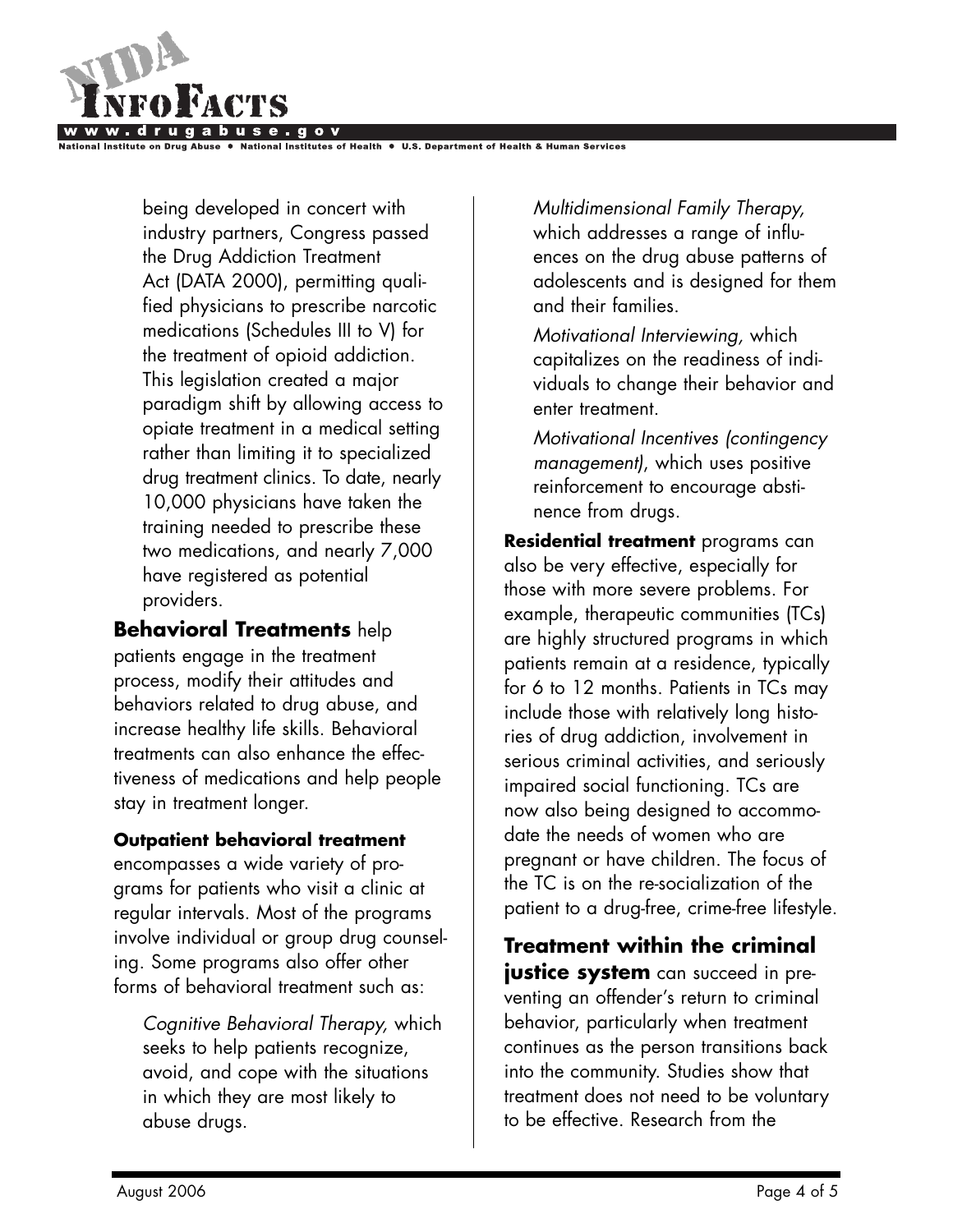being developed in concert with industry partners, Congress passed the Drug Addiction Treatment Act (DATA 2000), permitting qualified physicians to prescribe narcotic medications (Schedules III to V) for the treatment of opioid addiction. This legislation created a major paradigm shift by allowing access to opiate treatment in a medical setting rather than limiting it to specialized drug treatment clinics. To date, nearly 10,000 physicians have taken the training needed to prescribe these two medications, and nearly 7,000 have registered as potential providers.

**Behavioral Treatments** help patients engage in the treatment process, modify their attitudes and behaviors related to drug abuse, and increase healthy life skills. Behavioral treatments can also enhance the effectiveness of medications and help people stay in treatment longer.

**Outpatient behavioral treatment** encompasses a wide variety of programs for patients who visit a clinic at regular intervals. Most of the programs involve individual or group drug counseling. Some programs also offer other forms of behavioral treatment such as:

*Cognitive Behavioral Therapy,* which seeks to help patients recognize, avoid, and cope with the situations in which they are most likely to abuse drugs.

*Multidimensional Family Therapy,* which addresses a range of influences on the drug abuse patterns of adolescents and is designed for them and their families.

*Motivational Interviewing,* which capitalizes on the readiness of individuals to change their behavior and enter treatment.

*Motivational Incentives (contingency management)*, which uses positive reinforcement to encourage abstinence from drugs.

**Residential treatment** programs can also be very effective, especially for those with more severe problems. For example, therapeutic communities (TCs) are highly structured programs in which patients remain at a residence, typically for 6 to 12 months. Patients in TCs may include those with relatively long histories of drug addiction, involvement in serious criminal activities, and seriously impaired social functioning. TCs are now also being designed to accommodate the needs of women who are pregnant or have children. The focus of the TC is on the re-socialization of the patient to a drug-free, crime-free lifestyle.

**Treatment within the criminal justice system** can succeed in preventing an offender's return to criminal behavior, particularly when treatment continues as the person transitions back into the community. Studies show that treatment does not need to be voluntary to be effective. Research from the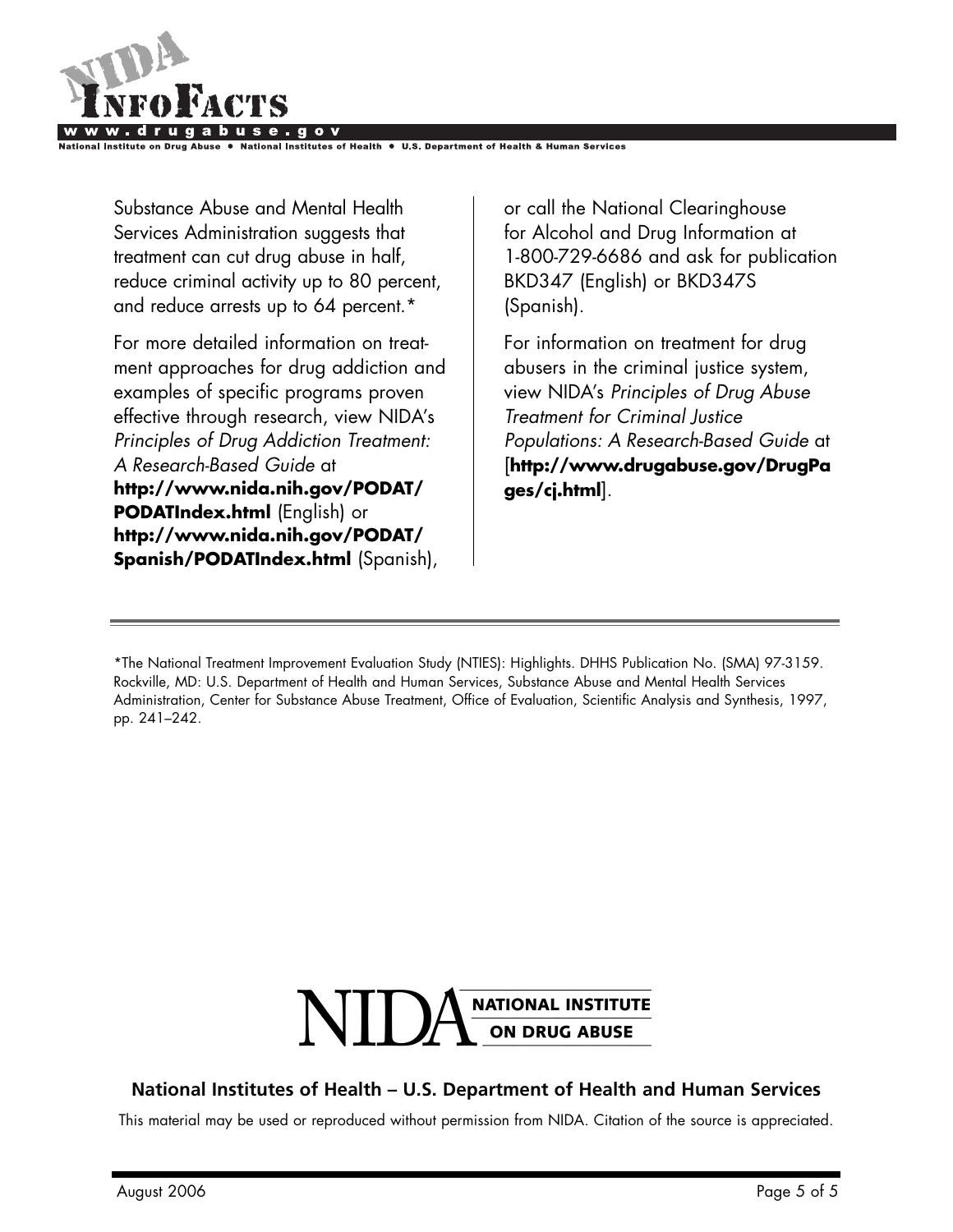Substance Abuse and Mental Health Services Administration suggests that treatment can cut drug abuse in half, reduce criminal activity up to 80 percent, and reduce arrests up to 64 percent.*

For more detailed information on treatment approaches for drug addiction and examples of specific programs proven effective through research, view NIDA's *Principles of Drug Addiction Treatment: A Research-Based Guide* at **http://www.nida.nih.gov/PODAT/PODATIndex.html** (English) or **http://www.nida.nih.gov/PODAT/Spanish/PODATIndex.html** (Spanish), or call the National Clearinghouse for Alcohol and Drug Information at 1-800-729-6686 and ask for publication BKD347 (English) or BKD347S (Spanish).

For information on treatment for drug abusers in the criminal justice system, view NIDA's *Principles of Drug Abuse Treatment for Criminal Justice Populations: A Research-Based Guide* at [**http://www.drugabuse.gov/DrugPages/cj.html**].

---

*The National Treatment Improvement Evaluation Study (NTIES): Highlights. DHHS Publication No. (SMA) 97-3159. Rockville, MD: U.S. Department of Health and Human Services, Substance Abuse and Mental Health Services Administration, Center for Substance Abuse Treatment, Office of Evaluation, Scientific Analysis and Synthesis, 1997, pp. 241–242.

NIDA NATIONAL INSTITUTE ON DRUG ABUSE

**National Institutes of Health – U.S. Department of Health and Human Services**

This material may be used or reproduced without permission from NIDA. Citation of the source is appreciated.

August 2006